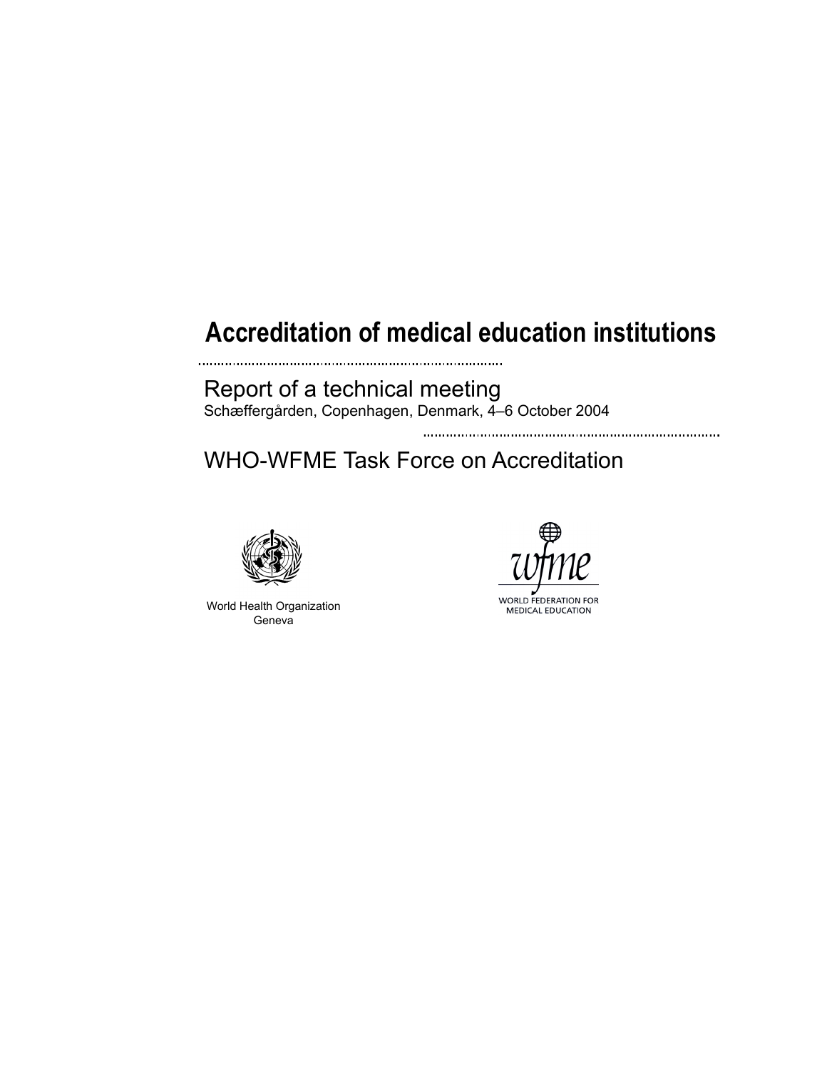# Accreditation of medical education institutions

Report of a technical meeting

Schæffergården, Copenhagen, Denmark, 4–6 October 2004

WHO-WFME Task Force on Accreditation

World Health Organization
Geneva

WORLD FEDERATION FOR
MEDICAL EDUCATION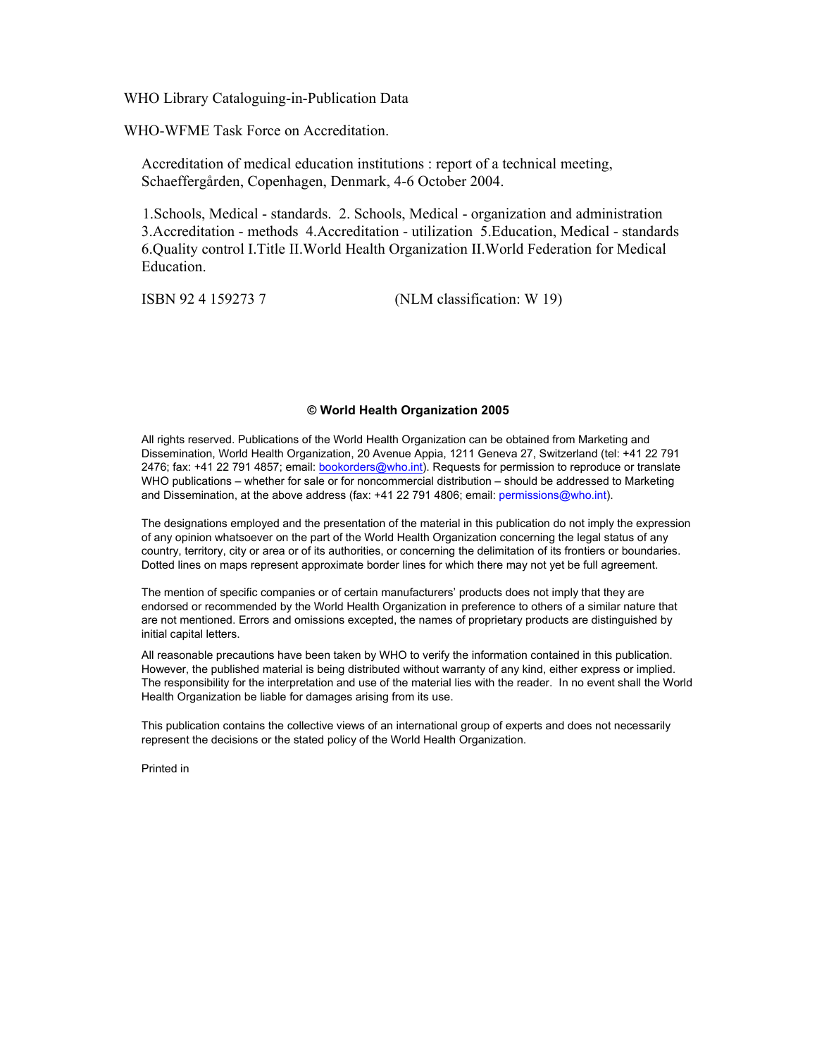WHO Library Cataloguing-in-Publication Data

WHO-WFME Task Force on Accreditation.

Accreditation of medical education institutions : report of a technical meeting, Schaeffergården, Copenhagen, Denmark, 4-6 October 2004.

1.Schools, Medical - standards. 2. Schools, Medical - organization and administration 3.Accreditation - methods 4.Accreditation - utilization 5.Education, Medical - standards 6.Quality control I.Title II.World Health Organization II.World Federation for Medical Education.

ISBN 92 4 159273 7 (NLM classification: W 19)

**© World Health Organization 2005**

All rights reserved. Publications of the World Health Organization can be obtained from Marketing and Dissemination, World Health Organization, 20 Avenue Appia, 1211 Geneva 27, Switzerland (tel: +41 22 791 2476; fax: +41 22 791 4857; email: bookorders@who.int). Requests for permission to reproduce or translate WHO publications – whether for sale or for noncommercial distribution – should be addressed to Marketing and Dissemination, at the above address (fax: +41 22 791 4806; email: permissions@who.int).

The designations employed and the presentation of the material in this publication do not imply the expression of any opinion whatsoever on the part of the World Health Organization concerning the legal status of any country, territory, city or area or of its authorities, or concerning the delimitation of its frontiers or boundaries. Dotted lines on maps represent approximate border lines for which there may not yet be full agreement.

The mention of specific companies or of certain manufacturers' products does not imply that they are endorsed or recommended by the World Health Organization in preference to others of a similar nature that are not mentioned. Errors and omissions excepted, the names of proprietary products are distinguished by initial capital letters.

All reasonable precautions have been taken by WHO to verify the information contained in this publication. However, the published material is being distributed without warranty of any kind, either express or implied. The responsibility for the interpretation and use of the material lies with the reader. In no event shall the World Health Organization be liable for damages arising from its use.

This publication contains the collective views of an international group of experts and does not necessarily represent the decisions or the stated policy of the World Health Organization.

Printed in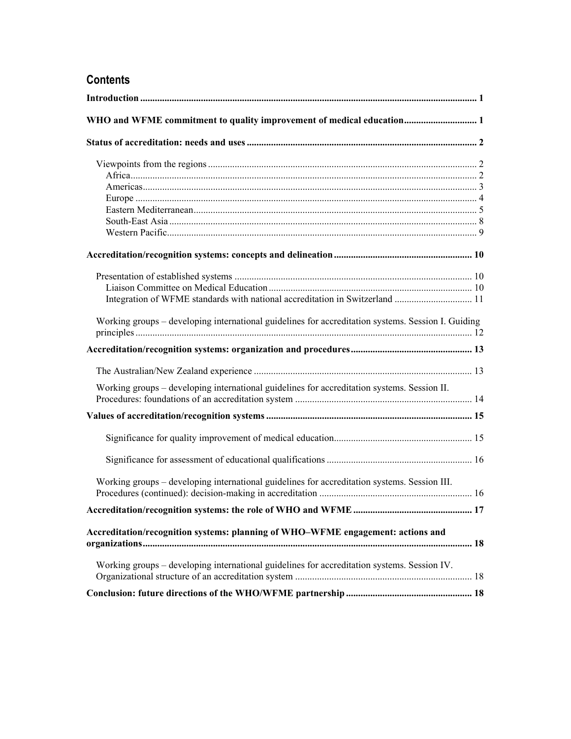## Contents

**Introduction** ..... 1

**WHO and WFME commitment to quality improvement of medical education** ..... 1

**Status of accreditation: needs and uses** ..... 2

- Viewpoints from the regions ..... 2
  - Africa ..... 2
  - Americas ..... 3
  - Europe ..... 4
  - Eastern Mediterranean ..... 5
  - South-East Asia ..... 8
  - Western Pacific ..... 9

**Accreditation/recognition systems: concepts and delineation** ..... 10

- Presentation of established systems ..... 10
  - Liaison Committee on Medical Education ..... 10
  - Integration of WFME standards with national accreditation in Switzerland ..... 11
- Working groups – developing international guidelines for accreditation systems. Session I. Guiding principles ..... 12

**Accreditation/recognition systems: organization and procedures** ..... 13

- The Australian/New Zealand experience ..... 13
- Working groups – developing international guidelines for accreditation systems. Session II. Procedures: foundations of an accreditation system ..... 14

**Values of accreditation/recognition systems** ..... 15

- Significance for quality improvement of medical education ..... 15
- Significance for assessment of educational qualifications ..... 16
- Working groups – developing international guidelines for accreditation systems. Session III. Procedures (continued): decision-making in accreditation ..... 16

**Accreditation/recognition systems: the role of WHO and WFME** ..... 17

**Accreditation/recognition systems: planning of WHO–WFME engagement: actions and organizations** ..... 18

- Working groups – developing international guidelines for accreditation systems. Session IV. Organizational structure of an accreditation system ..... 18

**Conclusion: future directions of the WHO/WFME partnership** ..... 18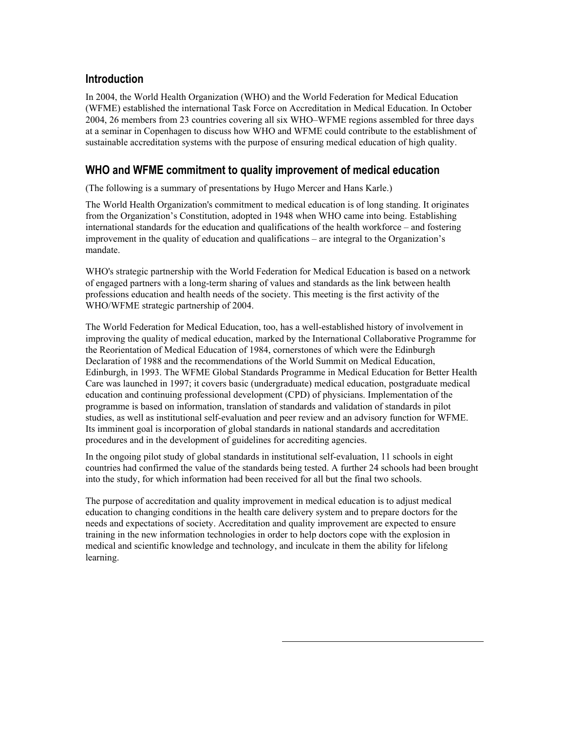## Introduction

In 2004, the World Health Organization (WHO) and the World Federation for Medical Education (WFME) established the international Task Force on Accreditation in Medical Education. In October 2004, 26 members from 23 countries covering all six WHO–WFME regions assembled for three days at a seminar in Copenhagen to discuss how WHO and WFME could contribute to the establishment of sustainable accreditation systems with the purpose of ensuring medical education of high quality.

## WHO and WFME commitment to quality improvement of medical education

(The following is a summary of presentations by Hugo Mercer and Hans Karle.)

The World Health Organization's commitment to medical education is of long standing. It originates from the Organization's Constitution, adopted in 1948 when WHO came into being. Establishing international standards for the education and qualifications of the health workforce – and fostering improvement in the quality of education and qualifications – are integral to the Organization's mandate.

WHO's strategic partnership with the World Federation for Medical Education is based on a network of engaged partners with a long-term sharing of values and standards as the link between health professions education and health needs of the society. This meeting is the first activity of the WHO/WFME strategic partnership of 2004.

The World Federation for Medical Education, too, has a well-established history of involvement in improving the quality of medical education, marked by the International Collaborative Programme for the Reorientation of Medical Education of 1984, cornerstones of which were the Edinburgh Declaration of 1988 and the recommendations of the World Summit on Medical Education, Edinburgh, in 1993. The WFME Global Standards Programme in Medical Education for Better Health Care was launched in 1997; it covers basic (undergraduate) medical education, postgraduate medical education and continuing professional development (CPD) of physicians. Implementation of the programme is based on information, translation of standards and validation of standards in pilot studies, as well as institutional self-evaluation and peer review and an advisory function for WFME. Its imminent goal is incorporation of global standards in national standards and accreditation procedures and in the development of guidelines for accrediting agencies.

In the ongoing pilot study of global standards in institutional self-evaluation, 11 schools in eight countries had confirmed the value of the standards being tested. A further 24 schools had been brought into the study, for which information had been received for all but the final two schools.

The purpose of accreditation and quality improvement in medical education is to adjust medical education to changing conditions in the health care delivery system and to prepare doctors for the needs and expectations of society. Accreditation and quality improvement are expected to ensure training in the new information technologies in order to help doctors cope with the explosion in medical and scientific knowledge and technology, and inculcate in them the ability for lifelong learning.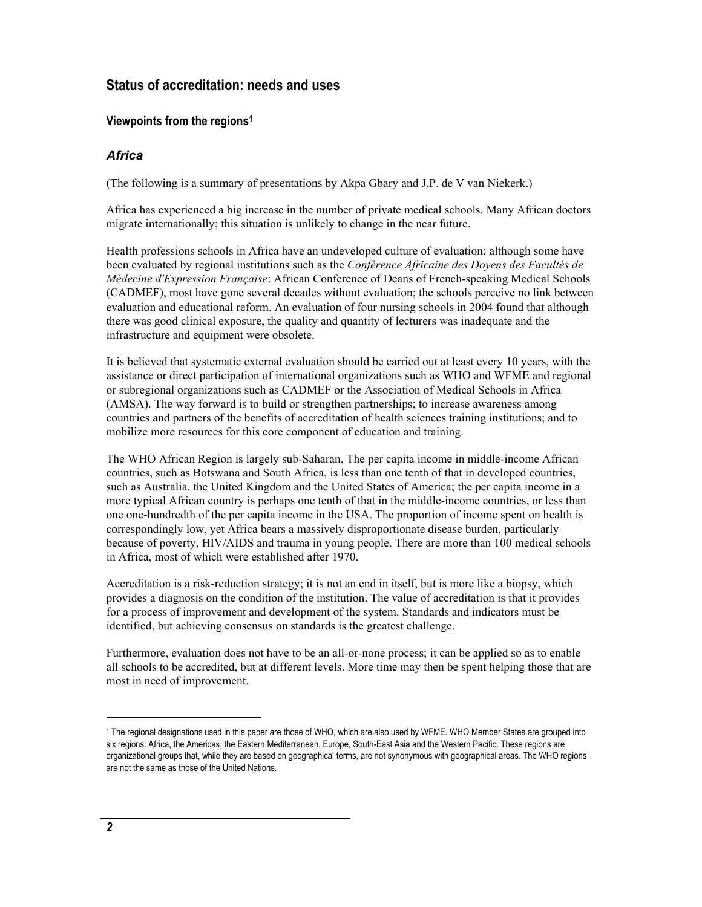## Status of accreditation: needs and uses

### Viewpoints from the regions[1]

### *Africa*

(The following is a summary of presentations by Akpa Gbary and J.P. de V van Niekerk.)

Africa has experienced a big increase in the number of private medical schools. Many African doctors migrate internationally; this situation is unlikely to change in the near future.

Health professions schools in Africa have an undeveloped culture of evaluation: although some have been evaluated by regional institutions such as the *Conférence Africaine des Doyens des Facultés de Médecine d'Expression Française*: African Conference of Deans of French-speaking Medical Schools (CADMEF), most have gone several decades without evaluation; the schools perceive no link between evaluation and educational reform. An evaluation of four nursing schools in 2004 found that although there was good clinical exposure, the quality and quantity of lecturers was inadequate and the infrastructure and equipment were obsolete.

It is believed that systematic external evaluation should be carried out at least every 10 years, with the assistance or direct participation of international organizations such as WHO and WFME and regional or subregional organizations such as CADMEF or the Association of Medical Schools in Africa (AMSA). The way forward is to build or strengthen partnerships; to increase awareness among countries and partners of the benefits of accreditation of health sciences training institutions; and to mobilize more resources for this core component of education and training.

The WHO African Region is largely sub-Saharan. The per capita income in middle-income African countries, such as Botswana and South Africa, is less than one tenth of that in developed countries, such as Australia, the United Kingdom and the United States of America; the per capita income in a more typical African country is perhaps one tenth of that in the middle-income countries, or less than one one-hundredth of the per capita income in the USA. The proportion of income spent on health is correspondingly low, yet Africa bears a massively disproportionate disease burden, particularly because of poverty, HIV/AIDS and trauma in young people. There are more than 100 medical schools in Africa, most of which were established after 1970.

Accreditation is a risk-reduction strategy; it is not an end in itself, but is more like a biopsy, which provides a diagnosis on the condition of the institution. The value of accreditation is that it provides for a process of improvement and development of the system. Standards and indicators must be identified, but achieving consensus on standards is the greatest challenge.

Furthermore, evaluation does not have to be an all-or-none process; it can be applied so as to enable all schools to be accredited, but at different levels. More time may then be spent helping those that are most in need of improvement.

---

[1] The regional designations used in this paper are those of WHO, which are also used by WFME. WHO Member States are grouped into six regions: Africa, the Americas, the Eastern Mediterranean, Europe, South-East Asia and the Western Pacific. These regions are organizational groups that, while they are based on geographical terms, are not synonymous with geographical areas. The WHO regions are not the same as those of the United Nations.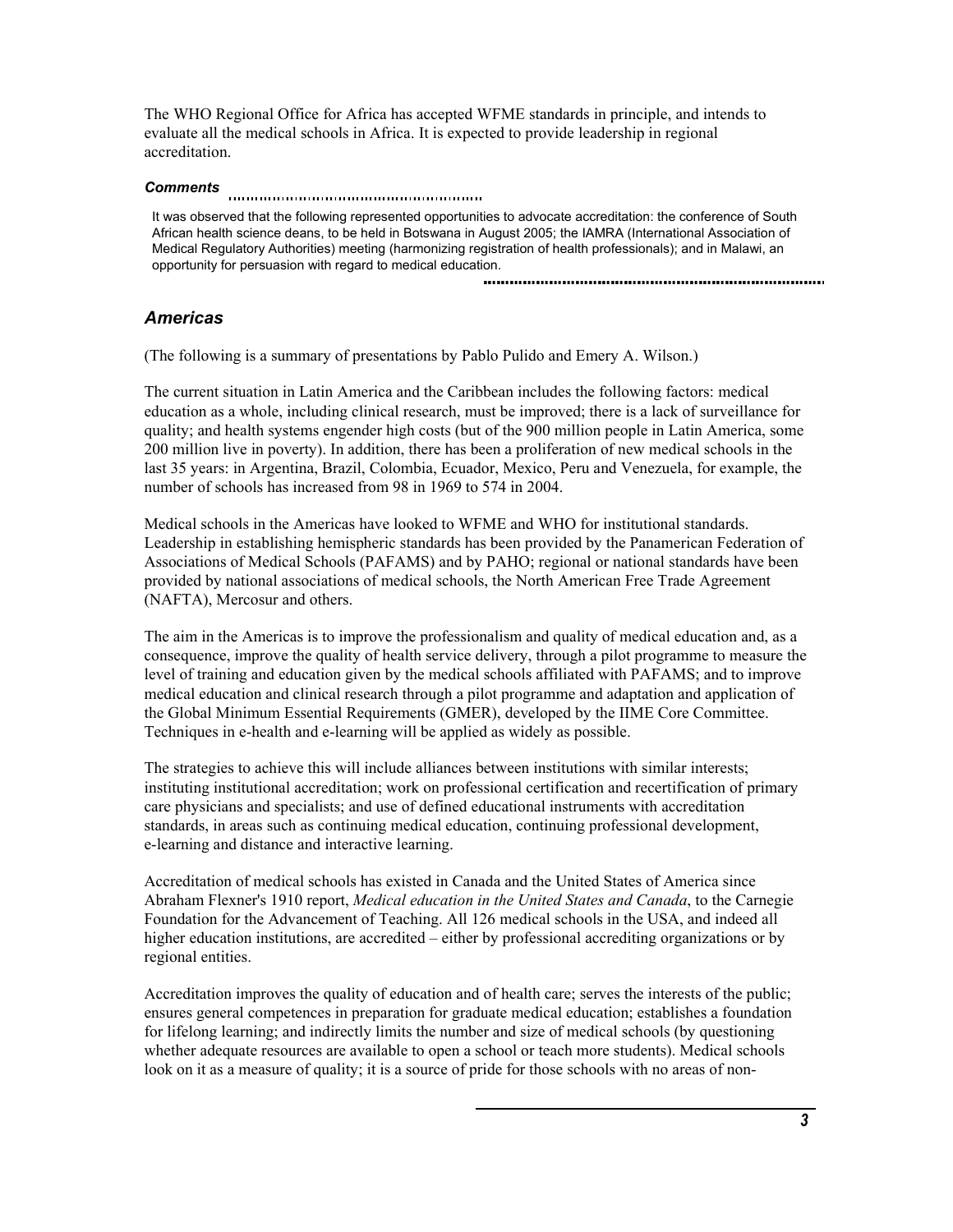The WHO Regional Office for Africa has accepted WFME standards in principle, and intends to evaluate all the medical schools in Africa. It is expected to provide leadership in regional accreditation.

***Comments***

It was observed that the following represented opportunities to advocate accreditation: the conference of South African health science deans, to be held in Botswana in August 2005; the IAMRA (International Association of Medical Regulatory Authorities) meeting (harmonizing registration of health professionals); and in Malawi, an opportunity for persuasion with regard to medical education.

## *Americas*

(The following is a summary of presentations by Pablo Pulido and Emery A. Wilson.)

The current situation in Latin America and the Caribbean includes the following factors: medical education as a whole, including clinical research, must be improved; there is a lack of surveillance for quality; and health systems engender high costs (but of the 900 million people in Latin America, some 200 million live in poverty). In addition, there has been a proliferation of new medical schools in the last 35 years: in Argentina, Brazil, Colombia, Ecuador, Mexico, Peru and Venezuela, for example, the number of schools has increased from 98 in 1969 to 574 in 2004.

Medical schools in the Americas have looked to WFME and WHO for institutional standards. Leadership in establishing hemispheric standards has been provided by the Panamerican Federation of Associations of Medical Schools (PAFAMS) and by PAHO; regional or national standards have been provided by national associations of medical schools, the North American Free Trade Agreement (NAFTA), Mercosur and others.

The aim in the Americas is to improve the professionalism and quality of medical education and, as a consequence, improve the quality of health service delivery, through a pilot programme to measure the level of training and education given by the medical schools affiliated with PAFAMS; and to improve medical education and clinical research through a pilot programme and adaptation and application of the Global Minimum Essential Requirements (GMER), developed by the IIME Core Committee. Techniques in e-health and e-learning will be applied as widely as possible.

The strategies to achieve this will include alliances between institutions with similar interests; instituting institutional accreditation; work on professional certification and recertification of primary care physicians and specialists; and use of defined educational instruments with accreditation standards, in areas such as continuing medical education, continuing professional development, e-learning and distance and interactive learning.

Accreditation of medical schools has existed in Canada and the United States of America since Abraham Flexner's 1910 report, *Medical education in the United States and Canada*, to the Carnegie Foundation for the Advancement of Teaching. All 126 medical schools in the USA, and indeed all higher education institutions, are accredited – either by professional accrediting organizations or by regional entities.

Accreditation improves the quality of education and of health care; serves the interests of the public; ensures general competences in preparation for graduate medical education; establishes a foundation for lifelong learning; and indirectly limits the number and size of medical schools (by questioning whether adequate resources are available to open a school or teach more students). Medical schools look on it as a measure of quality; it is a source of pride for those schools with no areas of non-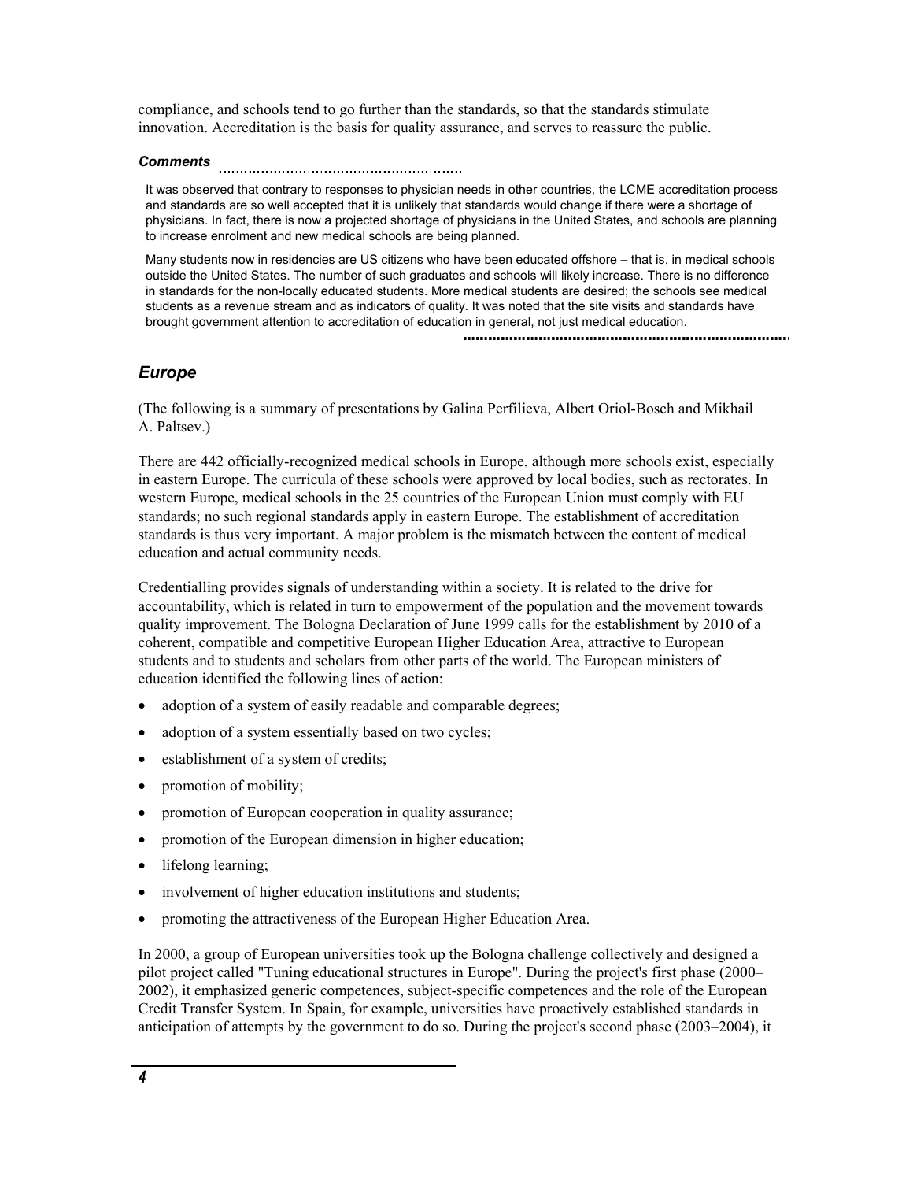compliance, and schools tend to go further than the standards, so that the standards stimulate innovation. Accreditation is the basis for quality assurance, and serves to reassure the public.

***Comments***

It was observed that contrary to responses to physician needs in other countries, the LCME accreditation process and standards are so well accepted that it is unlikely that standards would change if there were a shortage of physicians. In fact, there is now a projected shortage of physicians in the United States, and schools are planning to increase enrolment and new medical schools are being planned.

Many students now in residencies are US citizens who have been educated offshore – that is, in medical schools outside the United States. The number of such graduates and schools will likely increase. There is no difference in standards for the non-locally educated students. More medical students are desired; the schools see medical students as a revenue stream and as indicators of quality. It was noted that the site visits and standards have brought government attention to accreditation of education in general, not just medical education.

## *Europe*

(The following is a summary of presentations by Galina Perfilieva, Albert Oriol-Bosch and Mikhail A. Paltsev.)

There are 442 officially-recognized medical schools in Europe, although more schools exist, especially in eastern Europe. The curricula of these schools were approved by local bodies, such as rectorates. In western Europe, medical schools in the 25 countries of the European Union must comply with EU standards; no such regional standards apply in eastern Europe. The establishment of accreditation standards is thus very important. A major problem is the mismatch between the content of medical education and actual community needs.

Credentialling provides signals of understanding within a society. It is related to the drive for accountability, which is related in turn to empowerment of the population and the movement towards quality improvement. The Bologna Declaration of June 1999 calls for the establishment by 2010 of a coherent, compatible and competitive European Higher Education Area, attractive to European students and to students and scholars from other parts of the world. The European ministers of education identified the following lines of action:

- adoption of a system of easily readable and comparable degrees;
- adoption of a system essentially based on two cycles;
- establishment of a system of credits;
- promotion of mobility;
- promotion of European cooperation in quality assurance;
- promotion of the European dimension in higher education;
- lifelong learning;
- involvement of higher education institutions and students;
- promoting the attractiveness of the European Higher Education Area.

In 2000, a group of European universities took up the Bologna challenge collectively and designed a pilot project called "Tuning educational structures in Europe". During the project's first phase (2000–2002), it emphasized generic competences, subject-specific competences and the role of the European Credit Transfer System. In Spain, for example, universities have proactively established standards in anticipation of attempts by the government to do so. During the project's second phase (2003–2004), it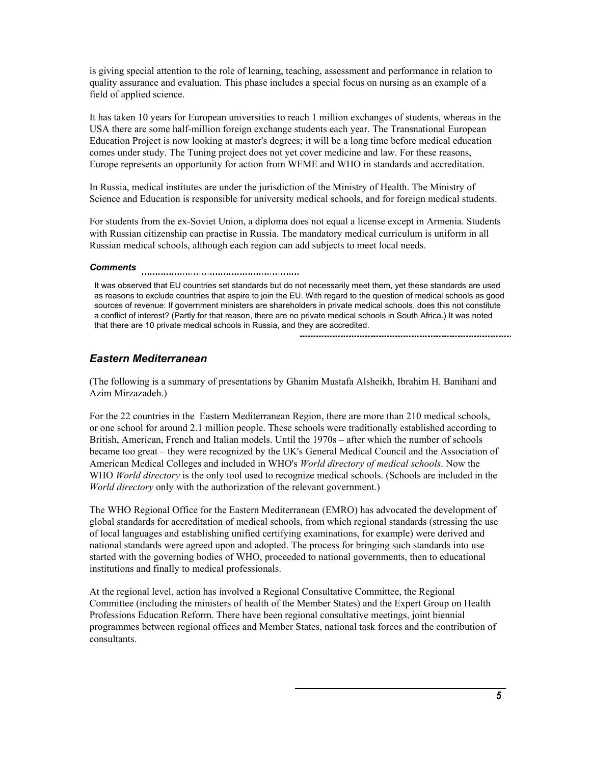is giving special attention to the role of learning, teaching, assessment and performance in relation to quality assurance and evaluation. This phase includes a special focus on nursing as an example of a field of applied science.

It has taken 10 years for European universities to reach 1 million exchanges of students, whereas in the USA there are some half-million foreign exchange students each year. The Transnational European Education Project is now looking at master's degrees; it will be a long time before medical education comes under study. The Tuning project does not yet cover medicine and law. For these reasons, Europe represents an opportunity for action from WFME and WHO in standards and accreditation.

In Russia, medical institutes are under the jurisdiction of the Ministry of Health. The Ministry of Science and Education is responsible for university medical schools, and for foreign medical students.

For students from the ex-Soviet Union, a diploma does not equal a license except in Armenia. Students with Russian citizenship can practise in Russia. The mandatory medical curriculum is uniform in all Russian medical schools, although each region can add subjects to meet local needs.

***Comments***

It was observed that EU countries set standards but do not necessarily meet them, yet these standards are used as reasons to exclude countries that aspire to join the EU. With regard to the question of medical schools as good sources of revenue: If government ministers are shareholders in private medical schools, does this not constitute a conflict of interest? (Partly for that reason, there are no private medical schools in South Africa.) It was noted that there are 10 private medical schools in Russia, and they are accredited.

## *Eastern Mediterranean*

(The following is a summary of presentations by Ghanim Mustafa Alsheikh, Ibrahim H. Banihani and Azim Mirzazadeh.)

For the 22 countries in the Eastern Mediterranean Region, there are more than 210 medical schools, or one school for around 2.1 million people. These schools were traditionally established according to British, American, French and Italian models. Until the 1970s – after which the number of schools became too great – they were recognized by the UK's General Medical Council and the Association of American Medical Colleges and included in WHO's *World directory of medical schools*. Now the WHO *World directory* is the only tool used to recognize medical schools. (Schools are included in the *World directory* only with the authorization of the relevant government.)

The WHO Regional Office for the Eastern Mediterranean (EMRO) has advocated the development of global standards for accreditation of medical schools, from which regional standards (stressing the use of local languages and establishing unified certifying examinations, for example) were derived and national standards were agreed upon and adopted. The process for bringing such standards into use started with the governing bodies of WHO, proceeded to national governments, then to educational institutions and finally to medical professionals.

At the regional level, action has involved a Regional Consultative Committee, the Regional Committee (including the ministers of health of the Member States) and the Expert Group on Health Professions Education Reform. There have been regional consultative meetings, joint biennial programmes between regional offices and Member States, national task forces and the contribution of consultants.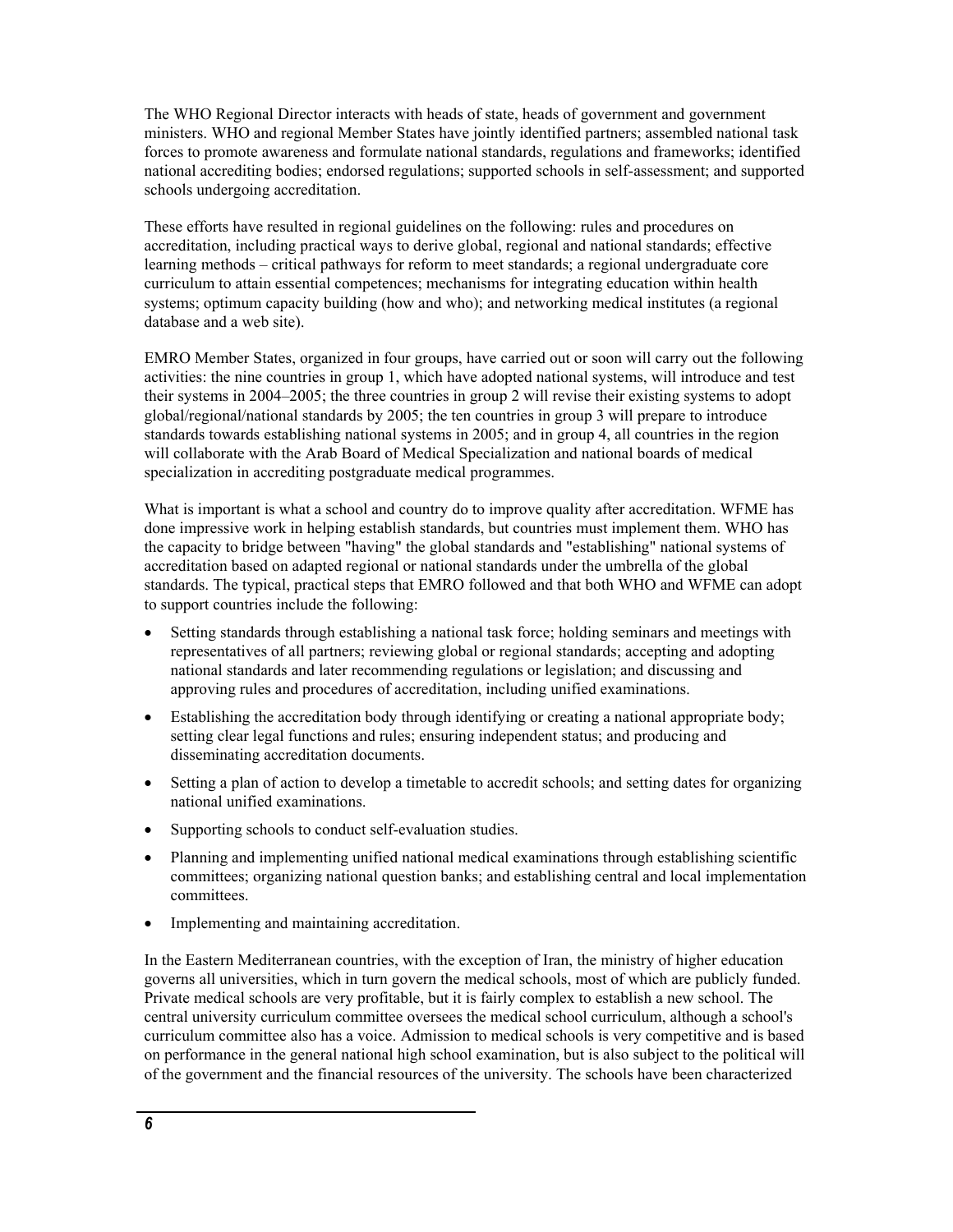The WHO Regional Director interacts with heads of state, heads of government and government ministers. WHO and regional Member States have jointly identified partners; assembled national task forces to promote awareness and formulate national standards, regulations and frameworks; identified national accrediting bodies; endorsed regulations; supported schools in self-assessment; and supported schools undergoing accreditation.

These efforts have resulted in regional guidelines on the following: rules and procedures on accreditation, including practical ways to derive global, regional and national standards; effective learning methods – critical pathways for reform to meet standards; a regional undergraduate core curriculum to attain essential competences; mechanisms for integrating education within health systems; optimum capacity building (how and who); and networking medical institutes (a regional database and a web site).

EMRO Member States, organized in four groups, have carried out or soon will carry out the following activities: the nine countries in group 1, which have adopted national systems, will introduce and test their systems in 2004–2005; the three countries in group 2 will revise their existing systems to adopt global/regional/national standards by 2005; the ten countries in group 3 will prepare to introduce standards towards establishing national systems in 2005; and in group 4, all countries in the region will collaborate with the Arab Board of Medical Specialization and national boards of medical specialization in accrediting postgraduate medical programmes.

What is important is what a school and country do to improve quality after accreditation. WFME has done impressive work in helping establish standards, but countries must implement them. WHO has the capacity to bridge between "having" the global standards and "establishing" national systems of accreditation based on adapted regional or national standards under the umbrella of the global standards. The typical, practical steps that EMRO followed and that both WHO and WFME can adopt to support countries include the following:

- Setting standards through establishing a national task force; holding seminars and meetings with representatives of all partners; reviewing global or regional standards; accepting and adopting national standards and later recommending regulations or legislation; and discussing and approving rules and procedures of accreditation, including unified examinations.
- Establishing the accreditation body through identifying or creating a national appropriate body; setting clear legal functions and rules; ensuring independent status; and producing and disseminating accreditation documents.
- Setting a plan of action to develop a timetable to accredit schools; and setting dates for organizing national unified examinations.
- Supporting schools to conduct self-evaluation studies.
- Planning and implementing unified national medical examinations through establishing scientific committees; organizing national question banks; and establishing central and local implementation committees.
- Implementing and maintaining accreditation.

In the Eastern Mediterranean countries, with the exception of Iran, the ministry of higher education governs all universities, which in turn govern the medical schools, most of which are publicly funded. Private medical schools are very profitable, but it is fairly complex to establish a new school. The central university curriculum committee oversees the medical school curriculum, although a school's curriculum committee also has a voice. Admission to medical schools is very competitive and is based on performance in the general national high school examination, but is also subject to the political will of the government and the financial resources of the university. The schools have been characterized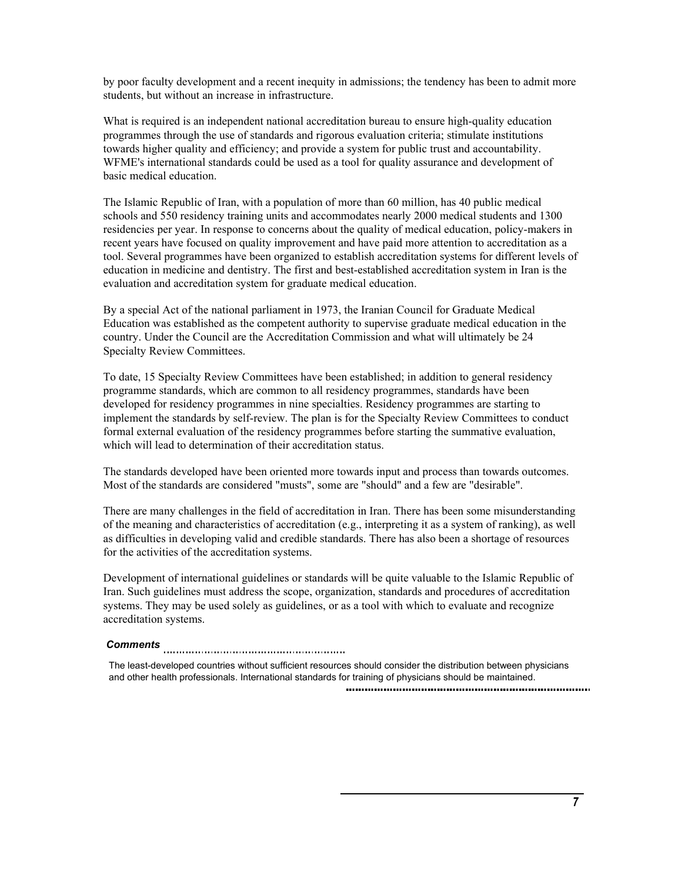by poor faculty development and a recent inequity in admissions; the tendency has been to admit more students, but without an increase in infrastructure.

What is required is an independent national accreditation bureau to ensure high-quality education programmes through the use of standards and rigorous evaluation criteria; stimulate institutions towards higher quality and efficiency; and provide a system for public trust and accountability. WFME's international standards could be used as a tool for quality assurance and development of basic medical education.

The Islamic Republic of Iran, with a population of more than 60 million, has 40 public medical schools and 550 residency training units and accommodates nearly 2000 medical students and 1300 residencies per year. In response to concerns about the quality of medical education, policy-makers in recent years have focused on quality improvement and have paid more attention to accreditation as a tool. Several programmes have been organized to establish accreditation systems for different levels of education in medicine and dentistry. The first and best-established accreditation system in Iran is the evaluation and accreditation system for graduate medical education.

By a special Act of the national parliament in 1973, the Iranian Council for Graduate Medical Education was established as the competent authority to supervise graduate medical education in the country. Under the Council are the Accreditation Commission and what will ultimately be 24 Specialty Review Committees.

To date, 15 Specialty Review Committees have been established; in addition to general residency programme standards, which are common to all residency programmes, standards have been developed for residency programmes in nine specialties. Residency programmes are starting to implement the standards by self-review. The plan is for the Specialty Review Committees to conduct formal external evaluation of the residency programmes before starting the summative evaluation, which will lead to determination of their accreditation status.

The standards developed have been oriented more towards input and process than towards outcomes. Most of the standards are considered "musts", some are "should" and a few are "desirable".

There are many challenges in the field of accreditation in Iran. There has been some misunderstanding of the meaning and characteristics of accreditation (e.g., interpreting it as a system of ranking), as well as difficulties in developing valid and credible standards. There has also been a shortage of resources for the activities of the accreditation systems.

Development of international guidelines or standards will be quite valuable to the Islamic Republic of Iran. Such guidelines must address the scope, organization, standards and procedures of accreditation systems. They may be used solely as guidelines, or as a tool with which to evaluate and recognize accreditation systems.

***Comments***

The least-developed countries without sufficient resources should consider the distribution between physicians and other health professionals. International standards for training of physicians should be maintained.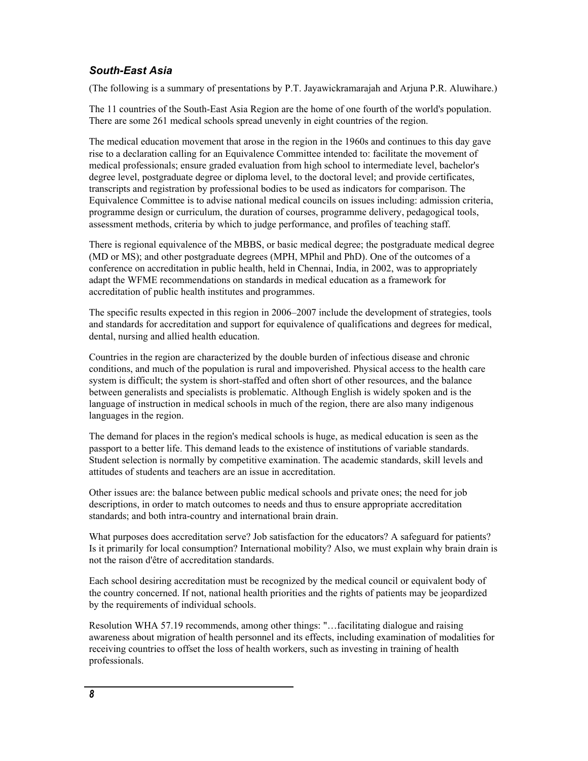### *South-East Asia*

(The following is a summary of presentations by P.T. Jayawickramarajah and Arjuna P.R. Aluwihare.)

The 11 countries of the South-East Asia Region are the home of one fourth of the world's population. There are some 261 medical schools spread unevenly in eight countries of the region.

The medical education movement that arose in the region in the 1960s and continues to this day gave rise to a declaration calling for an Equivalence Committee intended to: facilitate the movement of medical professionals; ensure graded evaluation from high school to intermediate level, bachelor's degree level, postgraduate degree or diploma level, to the doctoral level; and provide certificates, transcripts and registration by professional bodies to be used as indicators for comparison. The Equivalence Committee is to advise national medical councils on issues including: admission criteria, programme design or curriculum, the duration of courses, programme delivery, pedagogical tools, assessment methods, criteria by which to judge performance, and profiles of teaching staff.

There is regional equivalence of the MBBS, or basic medical degree; the postgraduate medical degree (MD or MS); and other postgraduate degrees (MPH, MPhil and PhD). One of the outcomes of a conference on accreditation in public health, held in Chennai, India, in 2002, was to appropriately adapt the WFME recommendations on standards in medical education as a framework for accreditation of public health institutes and programmes.

The specific results expected in this region in 2006–2007 include the development of strategies, tools and standards for accreditation and support for equivalence of qualifications and degrees for medical, dental, nursing and allied health education.

Countries in the region are characterized by the double burden of infectious disease and chronic conditions, and much of the population is rural and impoverished. Physical access to the health care system is difficult; the system is short-staffed and often short of other resources, and the balance between generalists and specialists is problematic. Although English is widely spoken and is the language of instruction in medical schools in much of the region, there are also many indigenous languages in the region.

The demand for places in the region's medical schools is huge, as medical education is seen as the passport to a better life. This demand leads to the existence of institutions of variable standards. Student selection is normally by competitive examination. The academic standards, skill levels and attitudes of students and teachers are an issue in accreditation.

Other issues are: the balance between public medical schools and private ones; the need for job descriptions, in order to match outcomes to needs and thus to ensure appropriate accreditation standards; and both intra-country and international brain drain.

What purposes does accreditation serve? Job satisfaction for the educators? A safeguard for patients? Is it primarily for local consumption? International mobility? Also, we must explain why brain drain is not the raison d'être of accreditation standards.

Each school desiring accreditation must be recognized by the medical council or equivalent body of the country concerned. If not, national health priorities and the rights of patients may be jeopardized by the requirements of individual schools.

Resolution WHA 57.19 recommends, among other things: "…facilitating dialogue and raising awareness about migration of health personnel and its effects, including examination of modalities for receiving countries to offset the loss of health workers, such as investing in training of health professionals.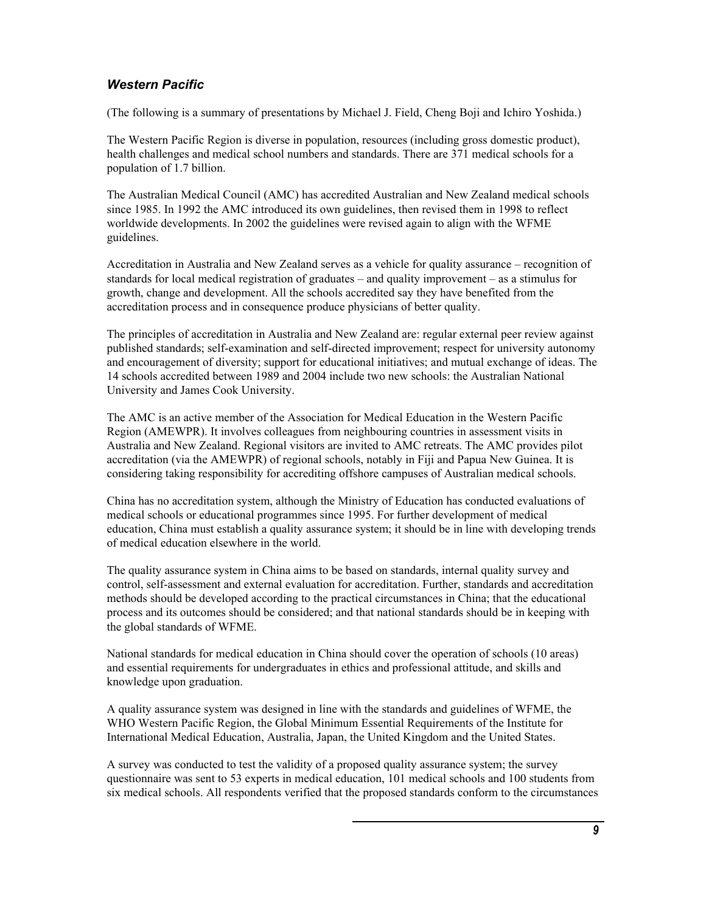### *Western Pacific*

(The following is a summary of presentations by Michael J. Field, Cheng Boji and Ichiro Yoshida.)

The Western Pacific Region is diverse in population, resources (including gross domestic product), health challenges and medical school numbers and standards. There are 371 medical schools for a population of 1.7 billion.

The Australian Medical Council (AMC) has accredited Australian and New Zealand medical schools since 1985. In 1992 the AMC introduced its own guidelines, then revised them in 1998 to reflect worldwide developments. In 2002 the guidelines were revised again to align with the WFME guidelines.

Accreditation in Australia and New Zealand serves as a vehicle for quality assurance – recognition of standards for local medical registration of graduates – and quality improvement – as a stimulus for growth, change and development. All the schools accredited say they have benefited from the accreditation process and in consequence produce physicians of better quality.

The principles of accreditation in Australia and New Zealand are: regular external peer review against published standards; self-examination and self-directed improvement; respect for university autonomy and encouragement of diversity; support for educational initiatives; and mutual exchange of ideas. The 14 schools accredited between 1989 and 2004 include two new schools: the Australian National University and James Cook University.

The AMC is an active member of the Association for Medical Education in the Western Pacific Region (AMEWPR). It involves colleagues from neighbouring countries in assessment visits in Australia and New Zealand. Regional visitors are invited to AMC retreats. The AMC provides pilot accreditation (via the AMEWPR) of regional schools, notably in Fiji and Papua New Guinea. It is considering taking responsibility for accrediting offshore campuses of Australian medical schools.

China has no accreditation system, although the Ministry of Education has conducted evaluations of medical schools or educational programmes since 1995. For further development of medical education, China must establish a quality assurance system; it should be in line with developing trends of medical education elsewhere in the world.

The quality assurance system in China aims to be based on standards, internal quality survey and control, self-assessment and external evaluation for accreditation. Further, standards and accreditation methods should be developed according to the practical circumstances in China; that the educational process and its outcomes should be considered; and that national standards should be in keeping with the global standards of WFME.

National standards for medical education in China should cover the operation of schools (10 areas) and essential requirements for undergraduates in ethics and professional attitude, and skills and knowledge upon graduation.

A quality assurance system was designed in line with the standards and guidelines of WFME, the WHO Western Pacific Region, the Global Minimum Essential Requirements of the Institute for International Medical Education, Australia, Japan, the United Kingdom and the United States.

A survey was conducted to test the validity of a proposed quality assurance system; the survey questionnaire was sent to 53 experts in medical education, 101 medical schools and 100 students from six medical schools. All respondents verified that the proposed standards conform to the circumstances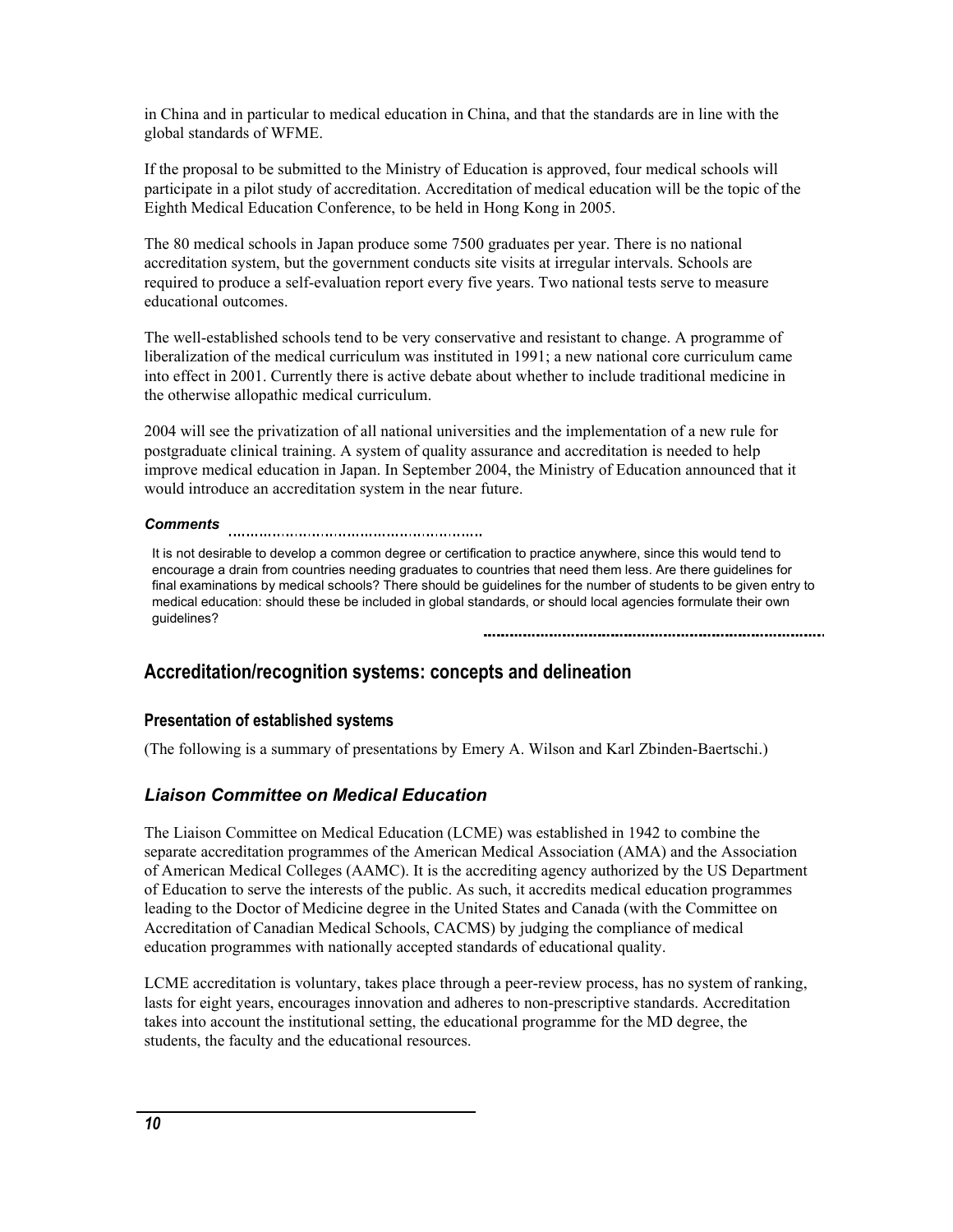in China and in particular to medical education in China, and that the standards are in line with the global standards of WFME.

If the proposal to be submitted to the Ministry of Education is approved, four medical schools will participate in a pilot study of accreditation. Accreditation of medical education will be the topic of the Eighth Medical Education Conference, to be held in Hong Kong in 2005.

The 80 medical schools in Japan produce some 7500 graduates per year. There is no national accreditation system, but the government conducts site visits at irregular intervals. Schools are required to produce a self-evaluation report every five years. Two national tests serve to measure educational outcomes.

The well-established schools tend to be very conservative and resistant to change. A programme of liberalization of the medical curriculum was instituted in 1991; a new national core curriculum came into effect in 2001. Currently there is active debate about whether to include traditional medicine in the otherwise allopathic medical curriculum.

2004 will see the privatization of all national universities and the implementation of a new rule for postgraduate clinical training. A system of quality assurance and accreditation is needed to help improve medical education in Japan. In September 2004, the Ministry of Education announced that it would introduce an accreditation system in the near future.

***Comments***

It is not desirable to develop a common degree or certification to practice anywhere, since this would tend to encourage a drain from countries needing graduates to countries that need them less. Are there guidelines for final examinations by medical schools? There should be guidelines for the number of students to be given entry to medical education: should these be included in global standards, or should local agencies formulate their own guidelines?

## Accreditation/recognition systems: concepts and delineation

### Presentation of established systems

(The following is a summary of presentations by Emery A. Wilson and Karl Zbinden-Baertschi.)

### *Liaison Committee on Medical Education*

The Liaison Committee on Medical Education (LCME) was established in 1942 to combine the separate accreditation programmes of the American Medical Association (AMA) and the Association of American Medical Colleges (AAMC). It is the accrediting agency authorized by the US Department of Education to serve the interests of the public. As such, it accredits medical education programmes leading to the Doctor of Medicine degree in the United States and Canada (with the Committee on Accreditation of Canadian Medical Schools, CACMS) by judging the compliance of medical education programmes with nationally accepted standards of educational quality.

LCME accreditation is voluntary, takes place through a peer-review process, has no system of ranking, lasts for eight years, encourages innovation and adheres to non-prescriptive standards. Accreditation takes into account the institutional setting, the educational programme for the MD degree, the students, the faculty and the educational resources.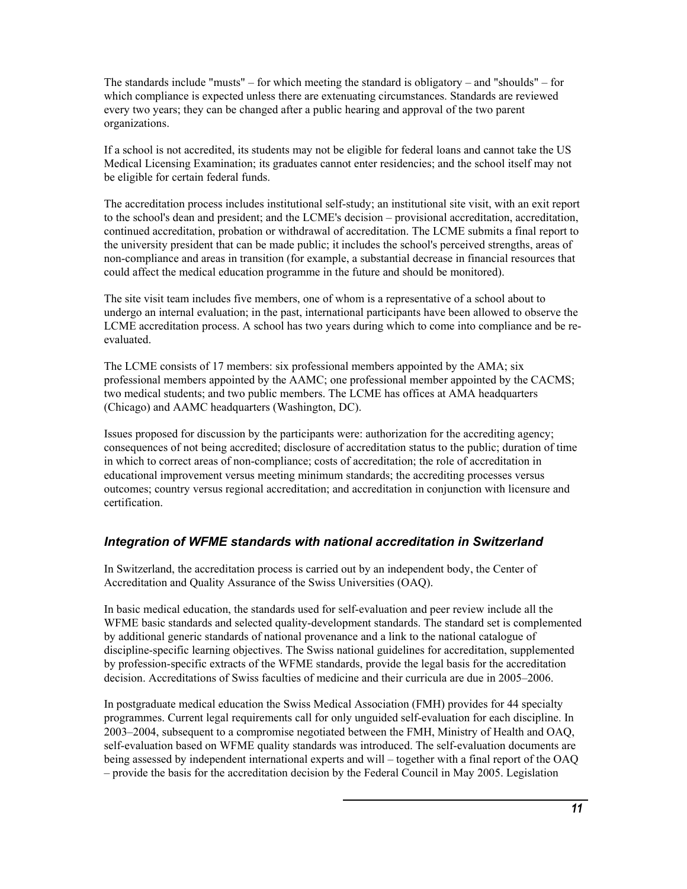The standards include "musts" – for which meeting the standard is obligatory – and "shoulds" – for which compliance is expected unless there are extenuating circumstances. Standards are reviewed every two years; they can be changed after a public hearing and approval of the two parent organizations.

If a school is not accredited, its students may not be eligible for federal loans and cannot take the US Medical Licensing Examination; its graduates cannot enter residencies; and the school itself may not be eligible for certain federal funds.

The accreditation process includes institutional self-study; an institutional site visit, with an exit report to the school's dean and president; and the LCME's decision – provisional accreditation, accreditation, continued accreditation, probation or withdrawal of accreditation. The LCME submits a final report to the university president that can be made public; it includes the school's perceived strengths, areas of non-compliance and areas in transition (for example, a substantial decrease in financial resources that could affect the medical education programme in the future and should be monitored).

The site visit team includes five members, one of whom is a representative of a school about to undergo an internal evaluation; in the past, international participants have been allowed to observe the LCME accreditation process. A school has two years during which to come into compliance and be re-evaluated.

The LCME consists of 17 members: six professional members appointed by the AMA; six professional members appointed by the AAMC; one professional member appointed by the CACMS; two medical students; and two public members. The LCME has offices at AMA headquarters (Chicago) and AAMC headquarters (Washington, DC).

Issues proposed for discussion by the participants were: authorization for the accrediting agency; consequences of not being accredited; disclosure of accreditation status to the public; duration of time in which to correct areas of non-compliance; costs of accreditation; the role of accreditation in educational improvement versus meeting minimum standards; the accrediting processes versus outcomes; country versus regional accreditation; and accreditation in conjunction with licensure and certification.

## *Integration of WFME standards with national accreditation in Switzerland*

In Switzerland, the accreditation process is carried out by an independent body, the Center of Accreditation and Quality Assurance of the Swiss Universities (OAQ).

In basic medical education, the standards used for self-evaluation and peer review include all the WFME basic standards and selected quality-development standards. The standard set is complemented by additional generic standards of national provenance and a link to the national catalogue of discipline-specific learning objectives. The Swiss national guidelines for accreditation, supplemented by profession-specific extracts of the WFME standards, provide the legal basis for the accreditation decision. Accreditations of Swiss faculties of medicine and their curricula are due in 2005–2006.

In postgraduate medical education the Swiss Medical Association (FMH) provides for 44 specialty programmes. Current legal requirements call for only unguided self-evaluation for each discipline. In 2003–2004, subsequent to a compromise negotiated between the FMH, Ministry of Health and OAQ, self-evaluation based on WFME quality standards was introduced. The self-evaluation documents are being assessed by independent international experts and will – together with a final report of the OAQ – provide the basis for the accreditation decision by the Federal Council in May 2005. Legislation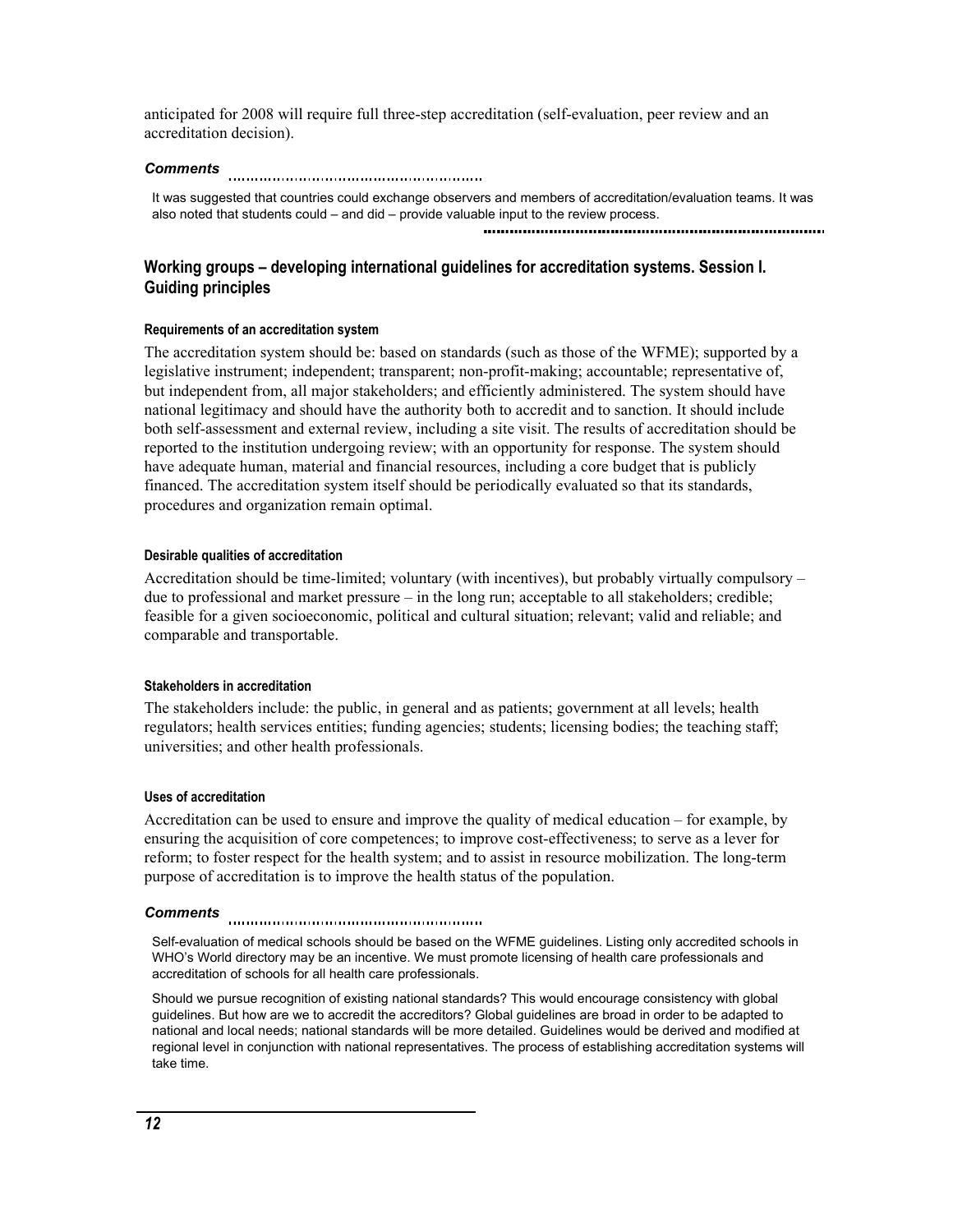anticipated for 2008 will require full three-step accreditation (self-evaluation, peer review and an accreditation decision).

***Comments***

It was suggested that countries could exchange observers and members of accreditation/evaluation teams. It was also noted that students could – and did – provide valuable input to the review process.

## Working groups – developing international guidelines for accreditation systems. Session I. Guiding principles

#### Requirements of an accreditation system

The accreditation system should be: based on standards (such as those of the WFME); supported by a legislative instrument; independent; transparent; non-profit-making; accountable; representative of, but independent from, all major stakeholders; and efficiently administered. The system should have national legitimacy and should have the authority both to accredit and to sanction. It should include both self-assessment and external review, including a site visit. The results of accreditation should be reported to the institution undergoing review; with an opportunity for response. The system should have adequate human, material and financial resources, including a core budget that is publicly financed. The accreditation system itself should be periodically evaluated so that its standards, procedures and organization remain optimal.

#### Desirable qualities of accreditation

Accreditation should be time-limited; voluntary (with incentives), but probably virtually compulsory – due to professional and market pressure – in the long run; acceptable to all stakeholders; credible; feasible for a given socioeconomic, political and cultural situation; relevant; valid and reliable; and comparable and transportable.

#### Stakeholders in accreditation

The stakeholders include: the public, in general and as patients; government at all levels; health regulators; health services entities; funding agencies; students; licensing bodies; the teaching staff; universities; and other health professionals.

#### Uses of accreditation

Accreditation can be used to ensure and improve the quality of medical education – for example, by ensuring the acquisition of core competences; to improve cost-effectiveness; to serve as a lever for reform; to foster respect for the health system; and to assist in resource mobilization. The long-term purpose of accreditation is to improve the health status of the population.

***Comments***

Self-evaluation of medical schools should be based on the WFME guidelines. Listing only accredited schools in WHO's World directory may be an incentive. We must promote licensing of health care professionals and accreditation of schools for all health care professionals.

Should we pursue recognition of existing national standards? This would encourage consistency with global guidelines. But how are we to accredit the accreditors? Global guidelines are broad in order to be adapted to national and local needs; national standards will be more detailed. Guidelines would be derived and modified at regional level in conjunction with national representatives. The process of establishing accreditation systems will take time.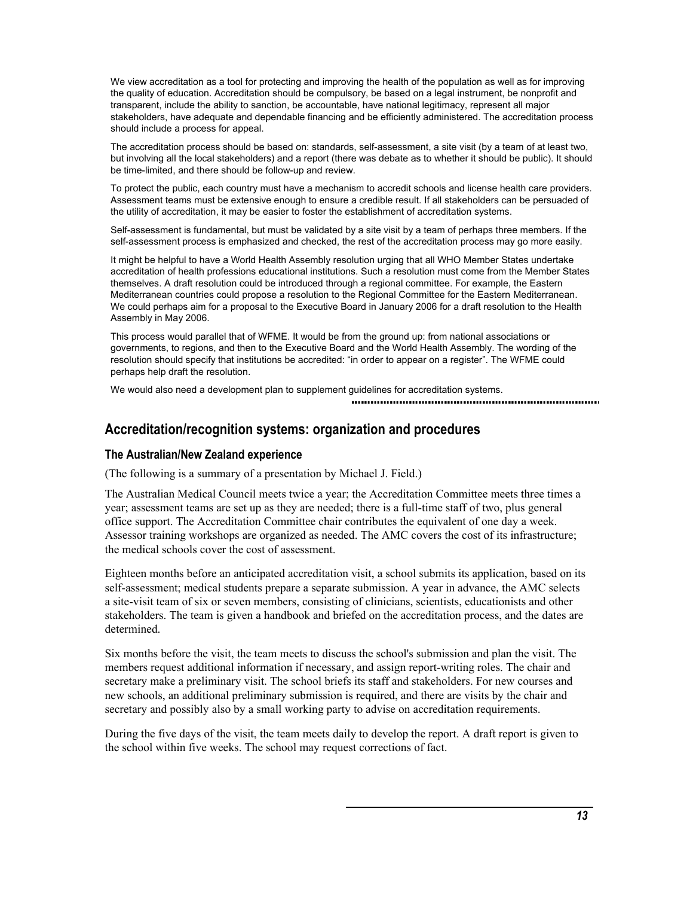We view accreditation as a tool for protecting and improving the health of the population as well as for improving the quality of education. Accreditation should be compulsory, be based on a legal instrument, be nonprofit and transparent, include the ability to sanction, be accountable, have national legitimacy, represent all major stakeholders, have adequate and dependable financing and be efficiently administered. The accreditation process should include a process for appeal.

The accreditation process should be based on: standards, self-assessment, a site visit (by a team of at least two, but involving all the local stakeholders) and a report (there was debate as to whether it should be public). It should be time-limited, and there should be follow-up and review.

To protect the public, each country must have a mechanism to accredit schools and license health care providers. Assessment teams must be extensive enough to ensure a credible result. If all stakeholders can be persuaded of the utility of accreditation, it may be easier to foster the establishment of accreditation systems.

Self-assessment is fundamental, but must be validated by a site visit by a team of perhaps three members. If the self-assessment process is emphasized and checked, the rest of the accreditation process may go more easily.

It might be helpful to have a World Health Assembly resolution urging that all WHO Member States undertake accreditation of health professions educational institutions. Such a resolution must come from the Member States themselves. A draft resolution could be introduced through a regional committee. For example, the Eastern Mediterranean countries could propose a resolution to the Regional Committee for the Eastern Mediterranean. We could perhaps aim for a proposal to the Executive Board in January 2006 for a draft resolution to the Health Assembly in May 2006.

This process would parallel that of WFME. It would be from the ground up: from national associations or governments, to regions, and then to the Executive Board and the World Health Assembly. The wording of the resolution should specify that institutions be accredited: "in order to appear on a register". The WFME could perhaps help draft the resolution.

We would also need a development plan to supplement guidelines for accreditation systems.

## Accreditation/recognition systems: organization and procedures

### The Australian/New Zealand experience

(The following is a summary of a presentation by Michael J. Field.)

The Australian Medical Council meets twice a year; the Accreditation Committee meets three times a year; assessment teams are set up as they are needed; there is a full-time staff of two, plus general office support. The Accreditation Committee chair contributes the equivalent of one day a week. Assessor training workshops are organized as needed. The AMC covers the cost of its infrastructure; the medical schools cover the cost of assessment.

Eighteen months before an anticipated accreditation visit, a school submits its application, based on its self-assessment; medical students prepare a separate submission. A year in advance, the AMC selects a site-visit team of six or seven members, consisting of clinicians, scientists, educationists and other stakeholders. The team is given a handbook and briefed on the accreditation process, and the dates are determined.

Six months before the visit, the team meets to discuss the school's submission and plan the visit. The members request additional information if necessary, and assign report-writing roles. The chair and secretary make a preliminary visit. The school briefs its staff and stakeholders. For new courses and new schools, an additional preliminary submission is required, and there are visits by the chair and secretary and possibly also by a small working party to advise on accreditation requirements.

During the five days of the visit, the team meets daily to develop the report. A draft report is given to the school within five weeks. The school may request corrections of fact.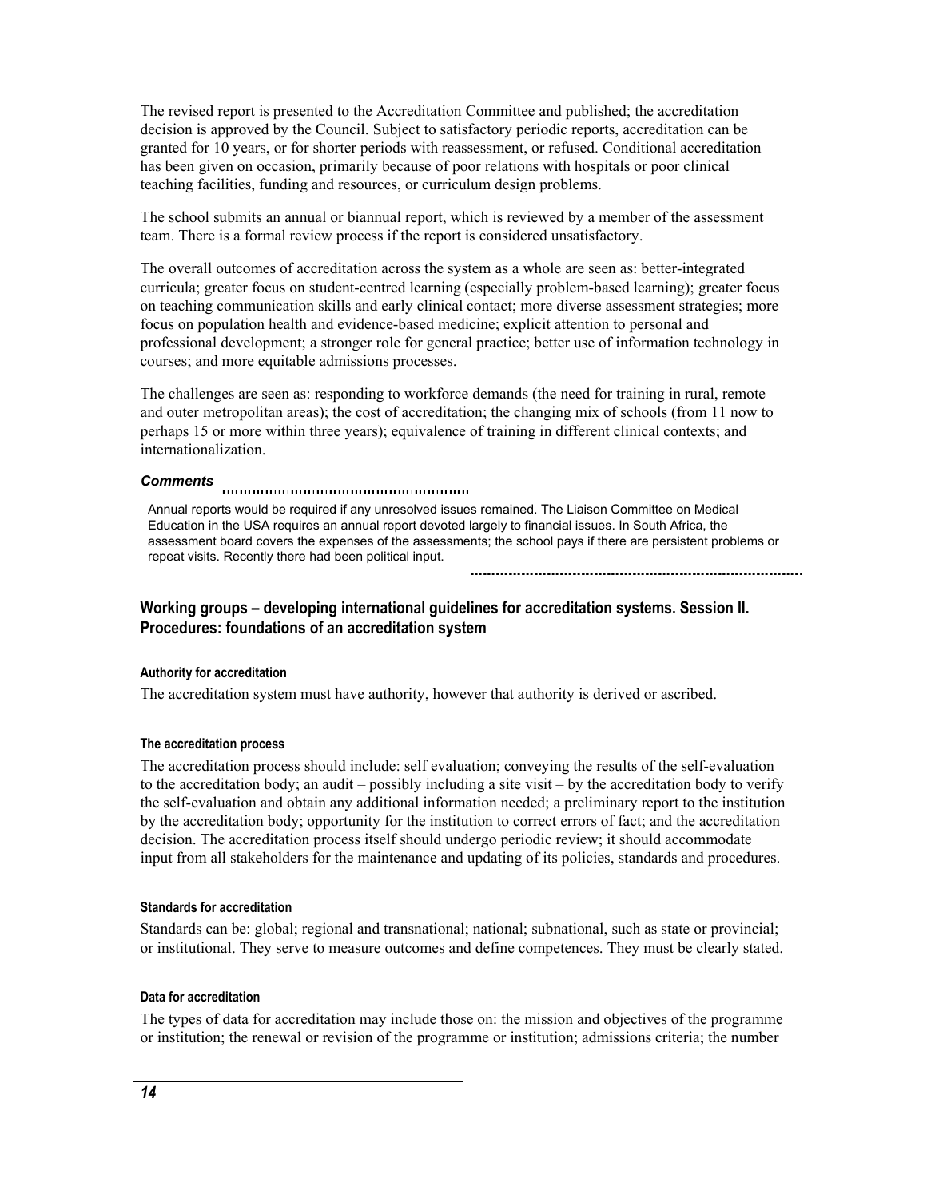The revised report is presented to the Accreditation Committee and published; the accreditation decision is approved by the Council. Subject to satisfactory periodic reports, accreditation can be granted for 10 years, or for shorter periods with reassessment, or refused. Conditional accreditation has been given on occasion, primarily because of poor relations with hospitals or poor clinical teaching facilities, funding and resources, or curriculum design problems.

The school submits an annual or biannual report, which is reviewed by a member of the assessment team. There is a formal review process if the report is considered unsatisfactory.

The overall outcomes of accreditation across the system as a whole are seen as: better-integrated curricula; greater focus on student-centred learning (especially problem-based learning); greater focus on teaching communication skills and early clinical contact; more diverse assessment strategies; more focus on population health and evidence-based medicine; explicit attention to personal and professional development; a stronger role for general practice; better use of information technology in courses; and more equitable admissions processes.

The challenges are seen as: responding to workforce demands (the need for training in rural, remote and outer metropolitan areas); the cost of accreditation; the changing mix of schools (from 11 now to perhaps 15 or more within three years); equivalence of training in different clinical contexts; and internationalization.

***Comments***

Annual reports would be required if any unresolved issues remained. The Liaison Committee on Medical Education in the USA requires an annual report devoted largely to financial issues. In South Africa, the assessment board covers the expenses of the assessments; the school pays if there are persistent problems or repeat visits. Recently there had been political input.

## Working groups – developing international guidelines for accreditation systems. Session II. Procedures: foundations of an accreditation system

#### Authority for accreditation

The accreditation system must have authority, however that authority is derived or ascribed.

#### The accreditation process

The accreditation process should include: self evaluation; conveying the results of the self-evaluation to the accreditation body; an audit – possibly including a site visit – by the accreditation body to verify the self-evaluation and obtain any additional information needed; a preliminary report to the institution by the accreditation body; opportunity for the institution to correct errors of fact; and the accreditation decision. The accreditation process itself should undergo periodic review; it should accommodate input from all stakeholders for the maintenance and updating of its policies, standards and procedures.

#### Standards for accreditation

Standards can be: global; regional and transnational; national; subnational, such as state or provincial; or institutional. They serve to measure outcomes and define competences. They must be clearly stated.

#### Data for accreditation

The types of data for accreditation may include those on: the mission and objectives of the programme or institution; the renewal or revision of the programme or institution; admissions criteria; the number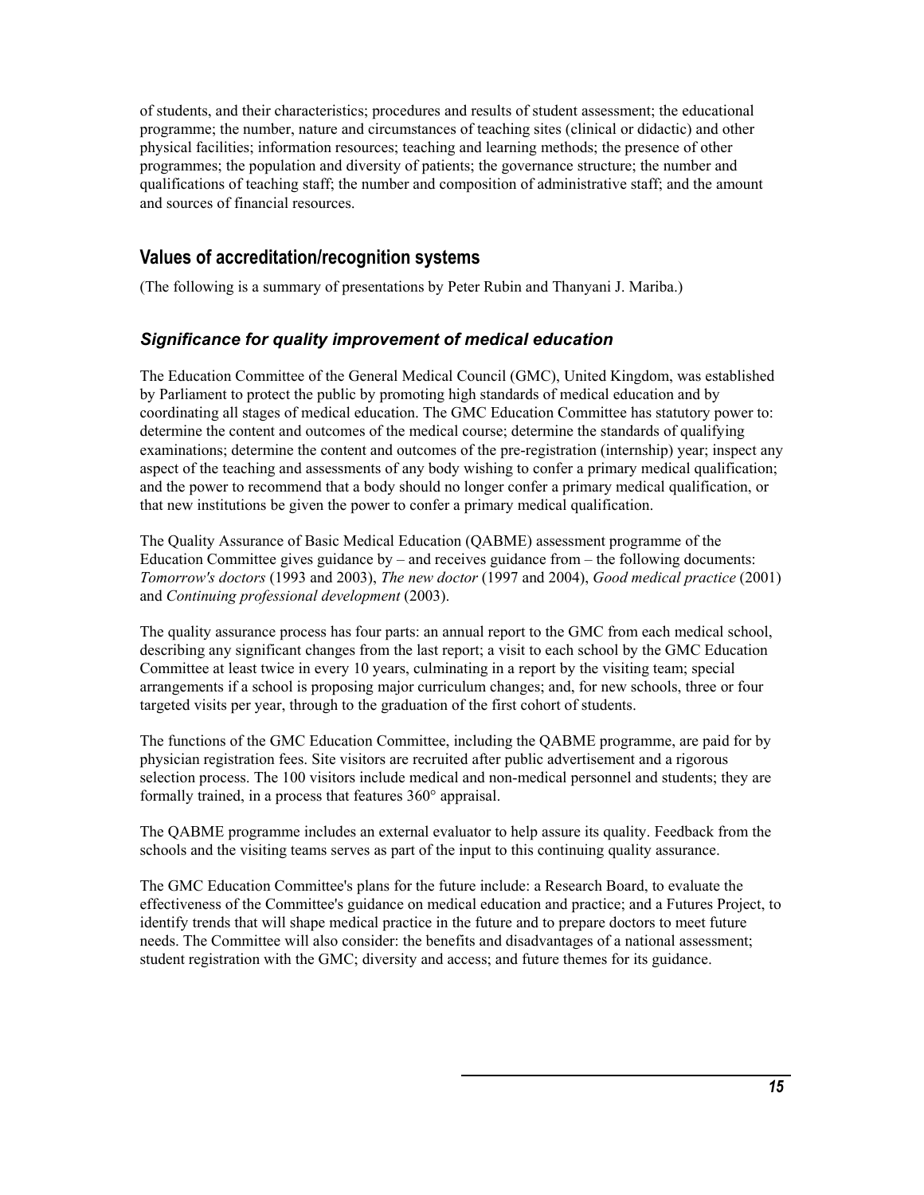of students, and their characteristics; procedures and results of student assessment; the educational programme; the number, nature and circumstances of teaching sites (clinical or didactic) and other physical facilities; information resources; teaching and learning methods; the presence of other programmes; the population and diversity of patients; the governance structure; the number and qualifications of teaching staff; the number and composition of administrative staff; and the amount and sources of financial resources.

## Values of accreditation/recognition systems

(The following is a summary of presentations by Peter Rubin and Thanyani J. Mariba.)

### *Significance for quality improvement of medical education*

The Education Committee of the General Medical Council (GMC), United Kingdom, was established by Parliament to protect the public by promoting high standards of medical education and by coordinating all stages of medical education. The GMC Education Committee has statutory power to: determine the content and outcomes of the medical course; determine the standards of qualifying examinations; determine the content and outcomes of the pre-registration (internship) year; inspect any aspect of the teaching and assessments of any body wishing to confer a primary medical qualification; and the power to recommend that a body should no longer confer a primary medical qualification, or that new institutions be given the power to confer a primary medical qualification.

The Quality Assurance of Basic Medical Education (QABME) assessment programme of the Education Committee gives guidance by – and receives guidance from – the following documents: *Tomorrow's doctors* (1993 and 2003), *The new doctor* (1997 and 2004), *Good medical practice* (2001) and *Continuing professional development* (2003).

The quality assurance process has four parts: an annual report to the GMC from each medical school, describing any significant changes from the last report; a visit to each school by the GMC Education Committee at least twice in every 10 years, culminating in a report by the visiting team; special arrangements if a school is proposing major curriculum changes; and, for new schools, three or four targeted visits per year, through to the graduation of the first cohort of students.

The functions of the GMC Education Committee, including the QABME programme, are paid for by physician registration fees. Site visitors are recruited after public advertisement and a rigorous selection process. The 100 visitors include medical and non-medical personnel and students; they are formally trained, in a process that features 360° appraisal.

The QABME programme includes an external evaluator to help assure its quality. Feedback from the schools and the visiting teams serves as part of the input to this continuing quality assurance.

The GMC Education Committee's plans for the future include: a Research Board, to evaluate the effectiveness of the Committee's guidance on medical education and practice; and a Futures Project, to identify trends that will shape medical practice in the future and to prepare doctors to meet future needs. The Committee will also consider: the benefits and disadvantages of a national assessment; student registration with the GMC; diversity and access; and future themes for its guidance.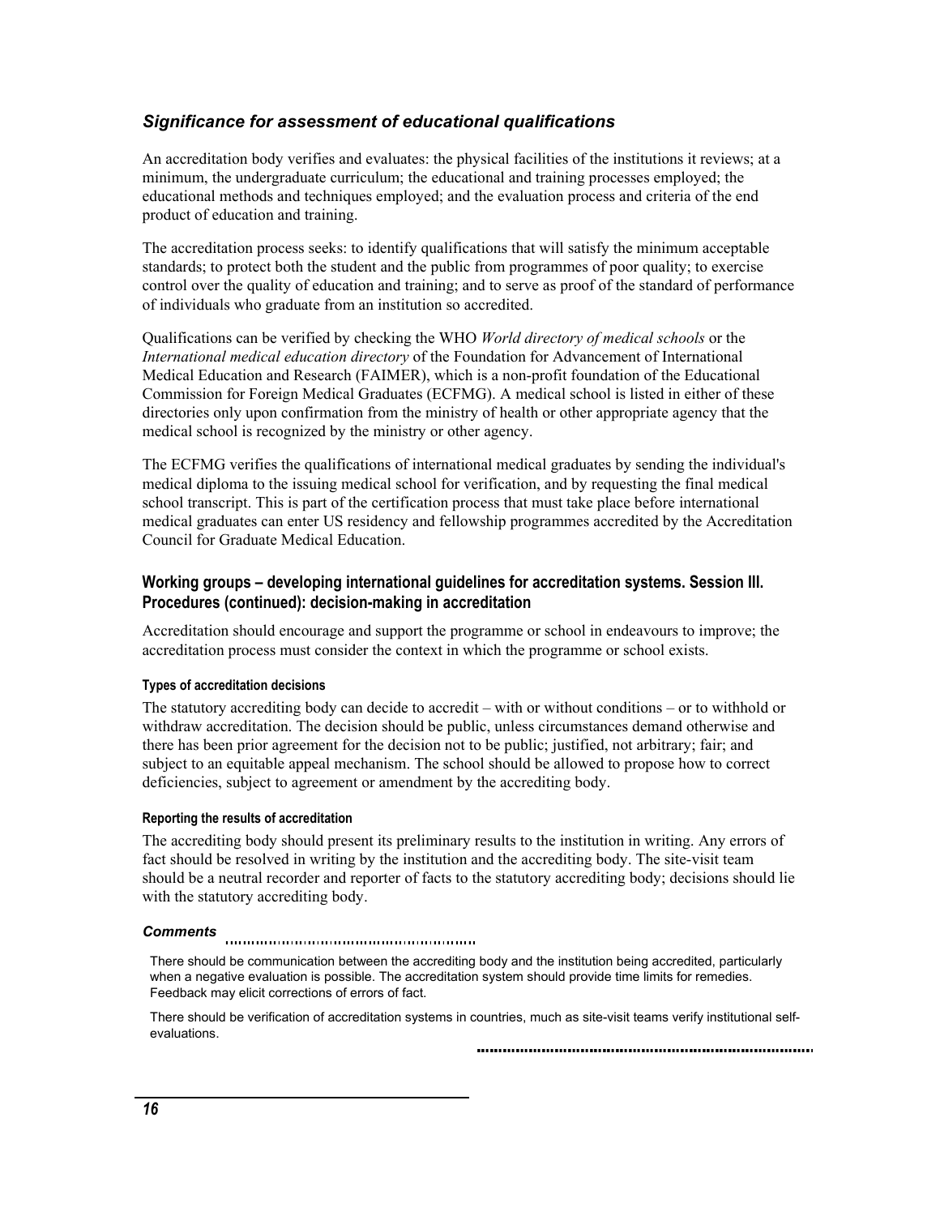## *Significance for assessment of educational qualifications*

An accreditation body verifies and evaluates: the physical facilities of the institutions it reviews; at a minimum, the undergraduate curriculum; the educational and training processes employed; the educational methods and techniques employed; and the evaluation process and criteria of the end product of education and training.

The accreditation process seeks: to identify qualifications that will satisfy the minimum acceptable standards; to protect both the student and the public from programmes of poor quality; to exercise control over the quality of education and training; and to serve as proof of the standard of performance of individuals who graduate from an institution so accredited.

Qualifications can be verified by checking the WHO *World directory of medical schools* or the *International medical education directory* of the Foundation for Advancement of International Medical Education and Research (FAIMER), which is a non-profit foundation of the Educational Commission for Foreign Medical Graduates (ECFMG). A medical school is listed in either of these directories only upon confirmation from the ministry of health or other appropriate agency that the medical school is recognized by the ministry or other agency.

The ECFMG verifies the qualifications of international medical graduates by sending the individual's medical diploma to the issuing medical school for verification, and by requesting the final medical school transcript. This is part of the certification process that must take place before international medical graduates can enter US residency and fellowship programmes accredited by the Accreditation Council for Graduate Medical Education.

### Working groups – developing international guidelines for accreditation systems. Session III. Procedures (continued): decision-making in accreditation

Accreditation should encourage and support the programme or school in endeavours to improve; the accreditation process must consider the context in which the programme or school exists.

#### Types of accreditation decisions

The statutory accrediting body can decide to accredit – with or without conditions – or to withhold or withdraw accreditation. The decision should be public, unless circumstances demand otherwise and there has been prior agreement for the decision not to be public; justified, not arbitrary; fair; and subject to an equitable appeal mechanism. The school should be allowed to propose how to correct deficiencies, subject to agreement or amendment by the accrediting body.

#### Reporting the results of accreditation

The accrediting body should present its preliminary results to the institution in writing. Any errors of fact should be resolved in writing by the institution and the accrediting body. The site-visit team should be a neutral recorder and reporter of facts to the statutory accrediting body; decisions should lie with the statutory accrediting body.

***Comments***

There should be communication between the accrediting body and the institution being accredited, particularly when a negative evaluation is possible. The accreditation system should provide time limits for remedies. Feedback may elicit corrections of errors of fact.

There should be verification of accreditation systems in countries, much as site-visit teams verify institutional self-evaluations.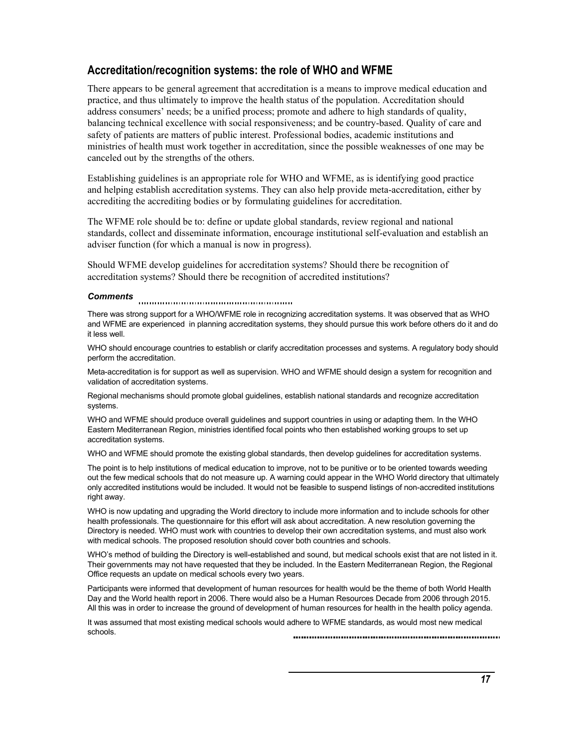## Accreditation/recognition systems: the role of WHO and WFME

There appears to be general agreement that accreditation is a means to improve medical education and practice, and thus ultimately to improve the health status of the population. Accreditation should address consumers' needs; be a unified process; promote and adhere to high standards of quality, balancing technical excellence with social responsiveness; and be country-based. Quality of care and safety of patients are matters of public interest. Professional bodies, academic institutions and ministries of health must work together in accreditation, since the possible weaknesses of one may be canceled out by the strengths of the others.

Establishing guidelines is an appropriate role for WHO and WFME, as is identifying good practice and helping establish accreditation systems. They can also help provide meta-accreditation, either by accrediting the accrediting bodies or by formulating guidelines for accreditation.

The WFME role should be to: define or update global standards, review regional and national standards, collect and disseminate information, encourage institutional self-evaluation and establish an adviser function (for which a manual is now in progress).

Should WFME develop guidelines for accreditation systems? Should there be recognition of accreditation systems? Should there be recognition of accredited institutions?

***Comments***

There was strong support for a WHO/WFME role in recognizing accreditation systems. It was observed that as WHO and WFME are experienced in planning accreditation systems, they should pursue this work before others do it and do it less well.

WHO should encourage countries to establish or clarify accreditation processes and systems. A regulatory body should perform the accreditation.

Meta-accreditation is for support as well as supervision. WHO and WFME should design a system for recognition and validation of accreditation systems.

Regional mechanisms should promote global guidelines, establish national standards and recognize accreditation systems.

WHO and WFME should produce overall guidelines and support countries in using or adapting them. In the WHO Eastern Mediterranean Region, ministries identified focal points who then established working groups to set up accreditation systems.

WHO and WFME should promote the existing global standards, then develop guidelines for accreditation systems.

The point is to help institutions of medical education to improve, not to be punitive or to be oriented towards weeding out the few medical schools that do not measure up. A warning could appear in the WHO World directory that ultimately only accredited institutions would be included. It would not be feasible to suspend listings of non-accredited institutions right away.

WHO is now updating and upgrading the World directory to include more information and to include schools for other health professionals. The questionnaire for this effort will ask about accreditation. A new resolution governing the Directory is needed. WHO must work with countries to develop their own accreditation systems, and must also work with medical schools. The proposed resolution should cover both countries and schools.

WHO's method of building the Directory is well-established and sound, but medical schools exist that are not listed in it. Their governments may not have requested that they be included. In the Eastern Mediterranean Region, the Regional Office requests an update on medical schools every two years.

Participants were informed that development of human resources for health would be the theme of both World Health Day and the World health report in 2006. There would also be a Human Resources Decade from 2006 through 2015. All this was in order to increase the ground of development of human resources for health in the health policy agenda.

It was assumed that most existing medical schools would adhere to WFME standards, as would most new medical schools.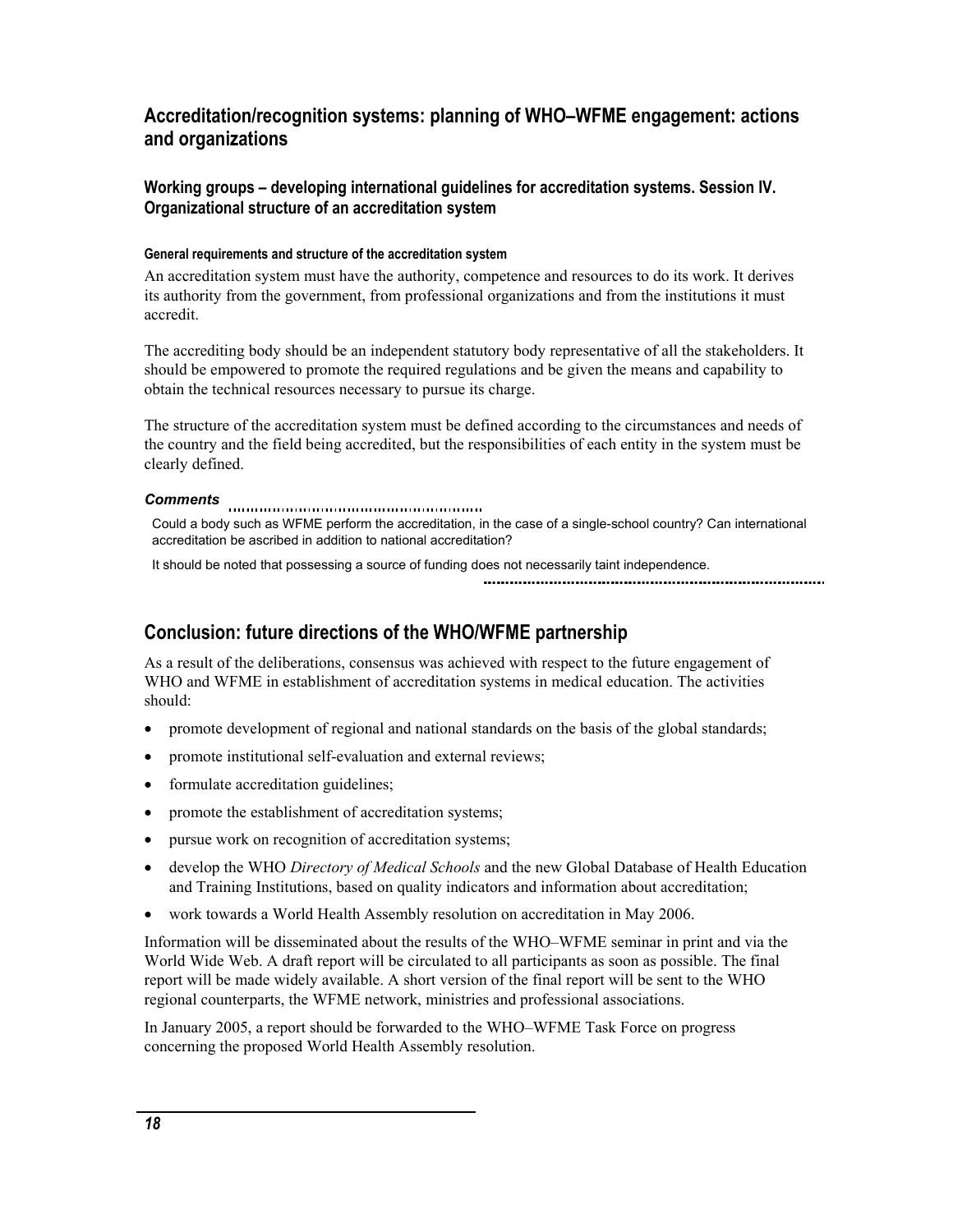## Accreditation/recognition systems: planning of WHO–WFME engagement: actions and organizations

### Working groups – developing international guidelines for accreditation systems. Session IV. Organizational structure of an accreditation system

#### General requirements and structure of the accreditation system

An accreditation system must have the authority, competence and resources to do its work. It derives its authority from the government, from professional organizations and from the institutions it must accredit.

The accrediting body should be an independent statutory body representative of all the stakeholders. It should be empowered to promote the required regulations and be given the means and capability to obtain the technical resources necessary to pursue its charge.

The structure of the accreditation system must be defined according to the circumstances and needs of the country and the field being accredited, but the responsibilities of each entity in the system must be clearly defined.

***Comments***

Could a body such as WFME perform the accreditation, in the case of a single-school country? Can international accreditation be ascribed in addition to national accreditation?

It should be noted that possessing a source of funding does not necessarily taint independence.

## Conclusion: future directions of the WHO/WFME partnership

As a result of the deliberations, consensus was achieved with respect to the future engagement of WHO and WFME in establishment of accreditation systems in medical education. The activities should:

- promote development of regional and national standards on the basis of the global standards;
- promote institutional self-evaluation and external reviews;
- formulate accreditation guidelines;
- promote the establishment of accreditation systems;
- pursue work on recognition of accreditation systems;
- develop the WHO *Directory of Medical Schools* and the new Global Database of Health Education and Training Institutions, based on quality indicators and information about accreditation;
- work towards a World Health Assembly resolution on accreditation in May 2006.

Information will be disseminated about the results of the WHO–WFME seminar in print and via the World Wide Web. A draft report will be circulated to all participants as soon as possible. The final report will be made widely available. A short version of the final report will be sent to the WHO regional counterparts, the WFME network, ministries and professional associations.

In January 2005, a report should be forwarded to the WHO–WFME Task Force on progress concerning the proposed World Health Assembly resolution.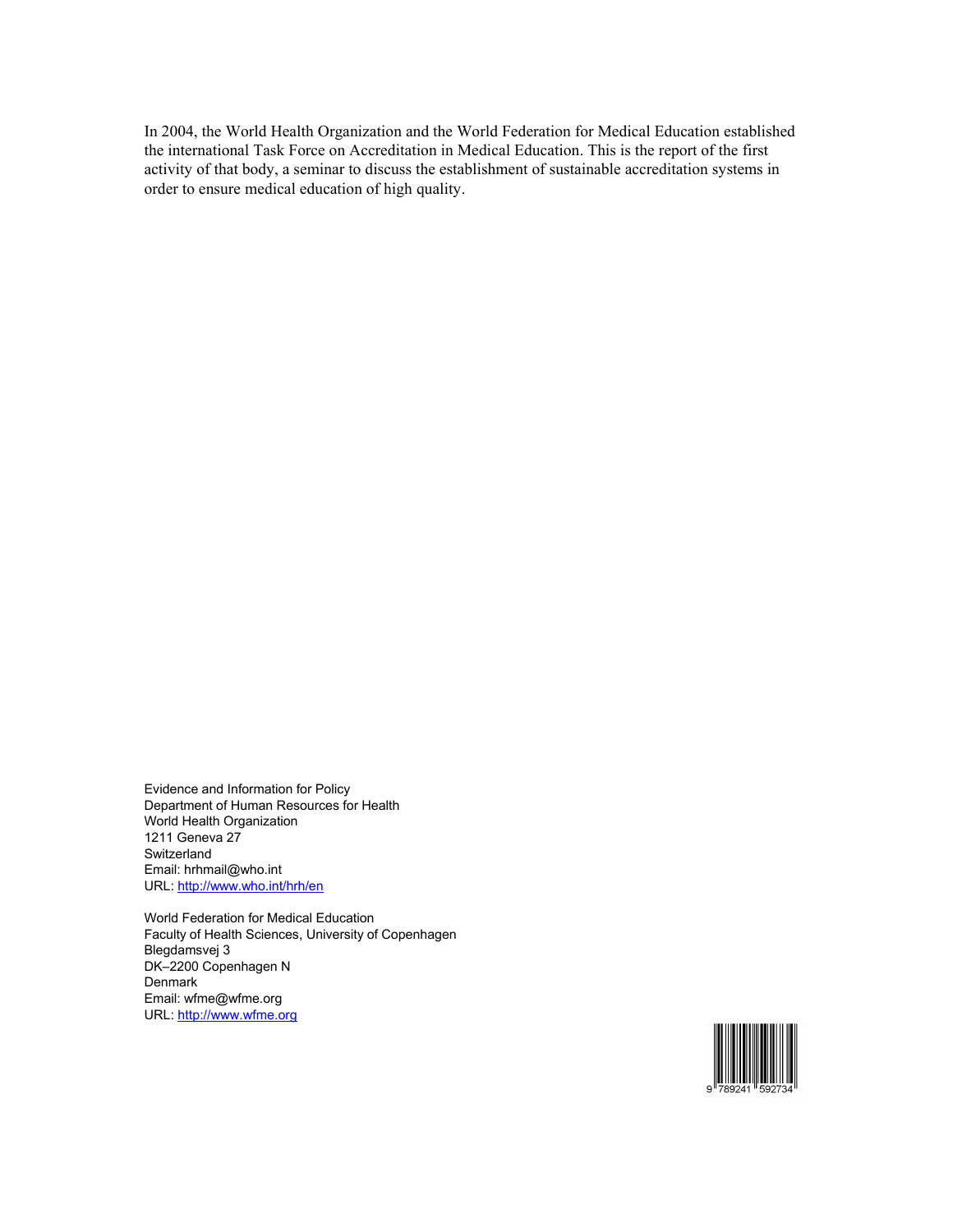In 2004, the World Health Organization and the World Federation for Medical Education established the international Task Force on Accreditation in Medical Education. This is the report of the first activity of that body, a seminar to discuss the establishment of sustainable accreditation systems in order to ensure medical education of high quality.

Evidence and Information for Policy
Department of Human Resources for Health
World Health Organization
1211 Geneva 27
Switzerland
Email: hrhmail@who.int
URL: http://www.who.int/hrh/en

World Federation for Medical Education
Faculty of Health Sciences, University of Copenhagen
Blegdamsvej 3
DK–2200 Copenhagen N
Denmark
Email: wfme@wfme.org
URL: http://www.wfme.org

9 789241 592734